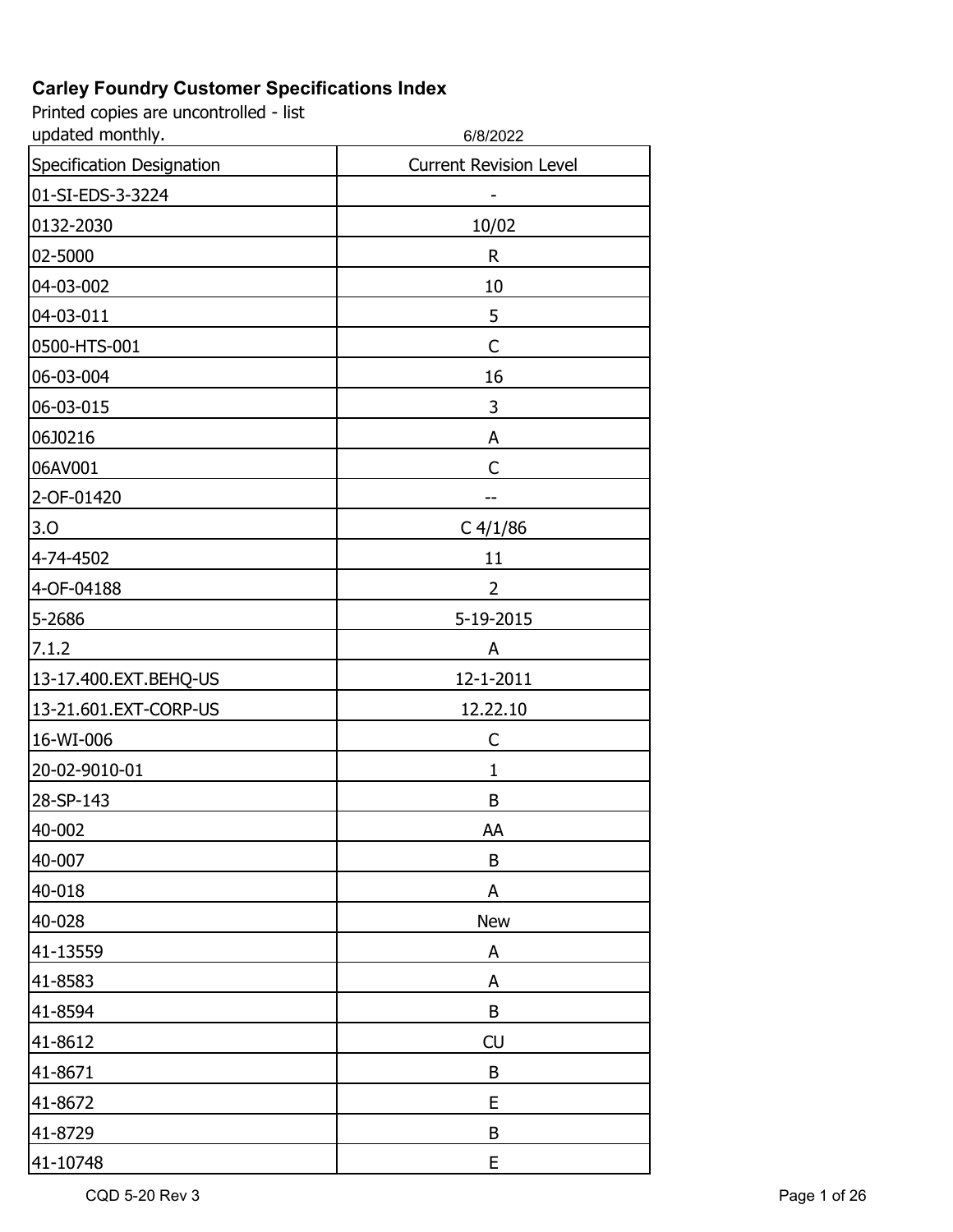# Carley Foundry Customer Specifications Index

Printed copies are uncontrolled - list updated monthly.

6/8/2022

| Specification Designation | Current Revision Level |
|---|---|
| 01-SI-EDS-3-3224 | - |
| 0132-2030 | 10/02 |
| 02-5000 | R |
| 04-03-002 | 10 |
| 04-03-011 | 5 |
| 0500-HTS-001 | C |
| 06-03-004 | 16 |
| 06-03-015 | 3 |
| 06J0216 | A |
| 06AV001 | C |
| 2-OF-01420 | -- |
| 3.O | C 4/1/86 |
| 4-74-4502 | 11 |
| 4-OF-04188 | 2 |
| 5-2686 | 5-19-2015 |
| 7.1.2 | A |
| 13-17.400.EXT.BEHQ-US | 12-1-2011 |
| 13-21.601.EXT-CORP-US | 12.22.10 |
| 16-WI-006 | C |
| 20-02-9010-01 | 1 |
| 28-SP-143 | B |
| 40-002 | AA |
| 40-007 | B |
| 40-018 | A |
| 40-028 | New |
| 41-13559 | A |
| 41-8583 | A |
| 41-8594 | B |
| 41-8612 | CU |
| 41-8671 | B |
| 41-8672 | E |
| 41-8729 | B |
| 41-10748 | E |

CQD 5-20 Rev 3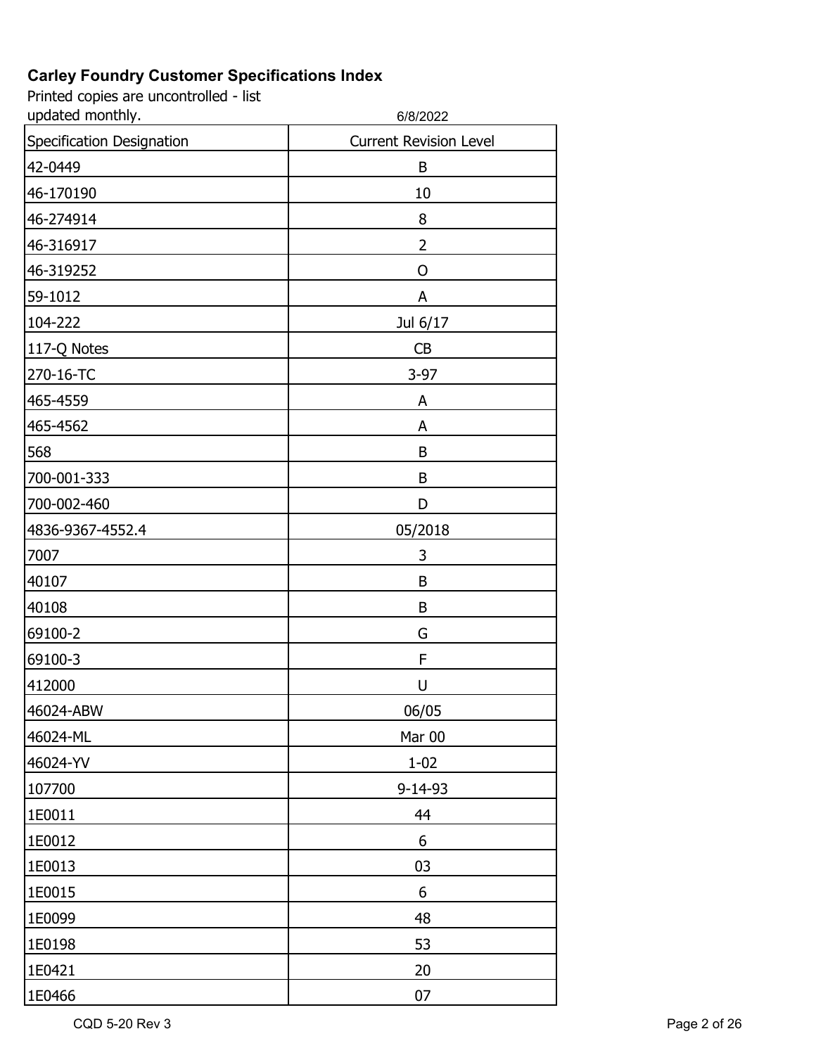# Carley Foundry Customer Specifications Index

Printed copies are uncontrolled - list updated monthly.

6/8/2022

| Specification Designation | Current Revision Level |
| --- | --- |
| 42-0449 | B |
| 46-170190 | 10 |
| 46-274914 | 8 |
| 46-316917 | 2 |
| 46-319252 | O |
| 59-1012 | A |
| 104-222 | Jul 6/17 |
| 117-Q Notes | CB |
| 270-16-TC | 3-97 |
| 465-4559 | A |
| 465-4562 | A |
| 568 | B |
| 700-001-333 | B |
| 700-002-460 | D |
| 4836-9367-4552.4 | 05/2018 |
| 7007 | 3 |
| 40107 | B |
| 40108 | B |
| 69100-2 | G |
| 69100-3 | F |
| 412000 | U |
| 46024-ABW | 06/05 |
| 46024-ML | Mar 00 |
| 46024-YV | 1-02 |
| 107700 | 9-14-93 |
| 1E0011 | 44 |
| 1E0012 | 6 |
| 1E0013 | 03 |
| 1E0015 | 6 |
| 1E0099 | 48 |
| 1E0198 | 53 |
| 1E0421 | 20 |
| 1E0466 | 07 |

CQD 5-20 Rev 3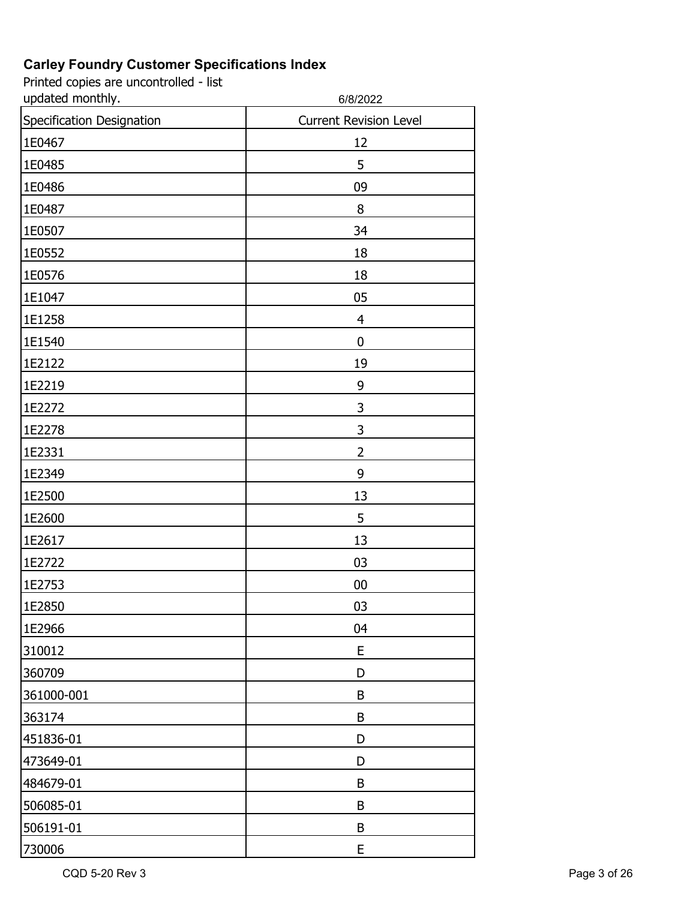## Carley Foundry Customer Specifications Index

Printed copies are uncontrolled - list updated monthly.

6/8/2022

| Specification Designation | Current Revision Level |
|---|---|
| 1E0467 | 12 |
| 1E0485 | 5 |
| 1E0486 | 09 |
| 1E0487 | 8 |
| 1E0507 | 34 |
| 1E0552 | 18 |
| 1E0576 | 18 |
| 1E1047 | 05 |
| 1E1258 | 4 |
| 1E1540 | 0 |
| 1E2122 | 19 |
| 1E2219 | 9 |
| 1E2272 | 3 |
| 1E2278 | 3 |
| 1E2331 | 2 |
| 1E2349 | 9 |
| 1E2500 | 13 |
| 1E2600 | 5 |
| 1E2617 | 13 |
| 1E2722 | 03 |
| 1E2753 | 00 |
| 1E2850 | 03 |
| 1E2966 | 04 |
| 310012 | E |
| 360709 | D |
| 361000-001 | B |
| 363174 | B |
| 451836-01 | D |
| 473649-01 | D |
| 484679-01 | B |
| 506085-01 | B |
| 506191-01 | B |
| 730006 | E |

CQD 5-20 Rev 3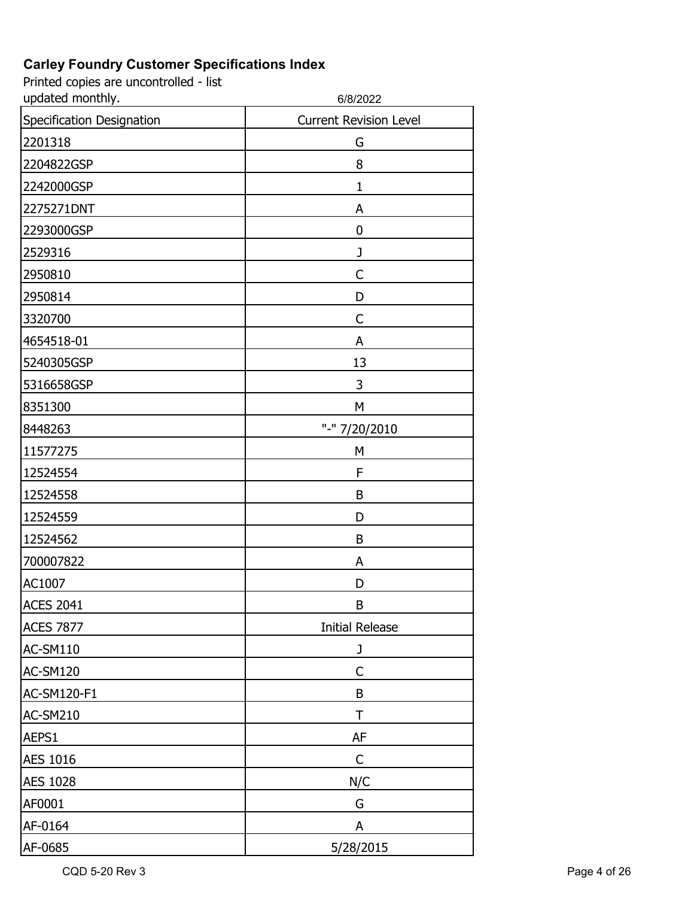# Carley Foundry Customer Specifications Index

Printed copies are uncontrolled - list updated monthly.

6/8/2022

| Specification Designation | Current Revision Level |
|---|---|
| 2201318 | G |
| 2204822GSP | 8 |
| 2242000GSP | 1 |
| 2275271DNT | A |
| 2293000GSP | 0 |
| 2529316 | J |
| 2950810 | C |
| 2950814 | D |
| 3320700 | C |
| 4654518-01 | A |
| 5240305GSP | 13 |
| 5316658GSP | 3 |
| 8351300 | M |
| 8448263 | "-" 7/20/2010 |
| 11577275 | M |
| 12524554 | F |
| 12524558 | B |
| 12524559 | D |
| 12524562 | B |
| 700007822 | A |
| AC1007 | D |
| ACES 2041 | B |
| ACES 7877 | Initial Release |
| AC-SM110 | J |
| AC-SM120 | C |
| AC-SM120-F1 | B |
| AC-SM210 | T |
| AEPS1 | AF |
| AES 1016 | C |
| AES 1028 | N/C |
| AF0001 | G |
| AF-0164 | A |
| AF-0685 | 5/28/2015 |

CQD 5-20 Rev 3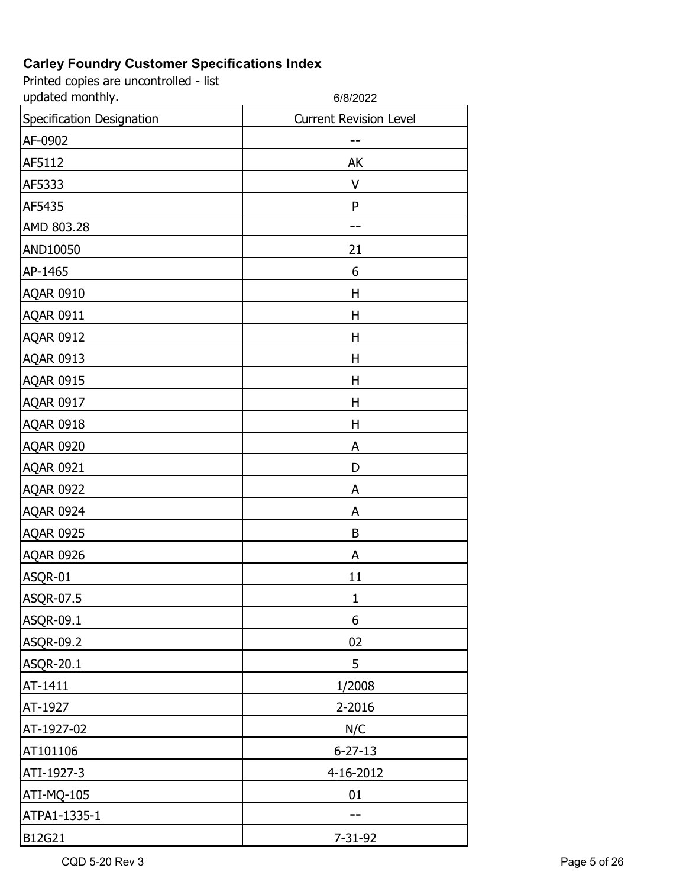# Carley Foundry Customer Specifications Index

Printed copies are uncontrolled - list updated monthly.

6/8/2022

| Specification Designation | Current Revision Level |
|---|---|
| AF-0902 | -- |
| AF5112 | AK |
| AF5333 | V |
| AF5435 | P |
| AMD 803.28 | -- |
| AND10050 | 21 |
| AP-1465 | 6 |
| AQAR 0910 | H |
| AQAR 0911 | H |
| AQAR 0912 | H |
| AQAR 0913 | H |
| AQAR 0915 | H |
| AQAR 0917 | H |
| AQAR 0918 | H |
| AQAR 0920 | A |
| AQAR 0921 | D |
| AQAR 0922 | A |
| AQAR 0924 | A |
| AQAR 0925 | B |
| AQAR 0926 | A |
| ASQR-01 | 11 |
| ASQR-07.5 | 1 |
| ASQR-09.1 | 6 |
| ASQR-09.2 | 02 |
| ASQR-20.1 | 5 |
| AT-1411 | 1/2008 |
| AT-1927 | 2-2016 |
| AT-1927-02 | N/C |
| AT101106 | 6-27-13 |
| ATI-1927-3 | 4-16-2012 |
| ATI-MQ-105 | 01 |
| ATPA1-1335-1 | -- |
| B12G21 | 7-31-92 |

CQD 5-20 Rev 3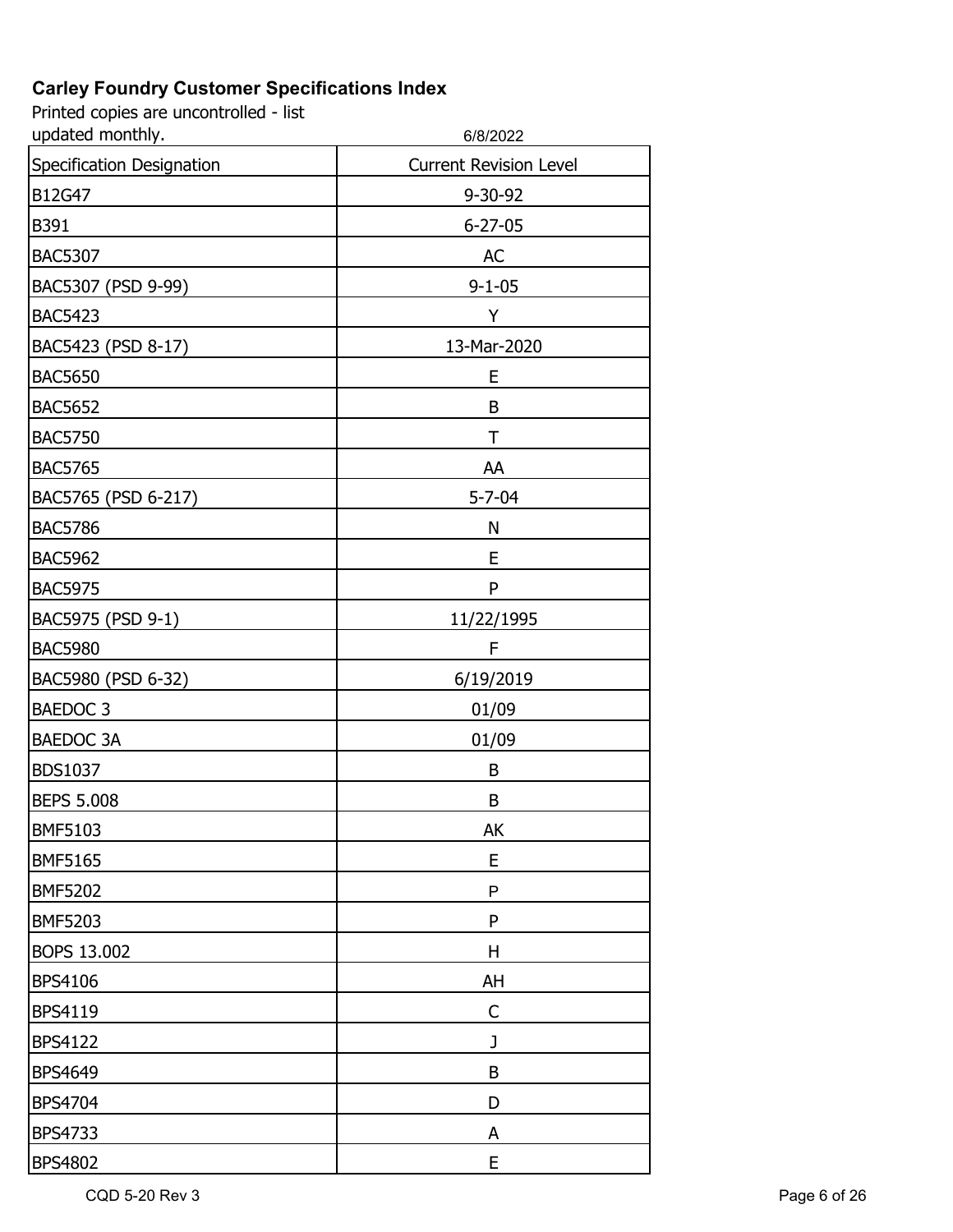**Carley Foundry Customer Specifications Index**

Printed copies are uncontrolled - list updated monthly.

6/8/2022

| Specification Designation | Current Revision Level |
|---|---|
| B12G47 | 9-30-92 |
| B391 | 6-27-05 |
| BAC5307 | AC |
| BAC5307 (PSD 9-99) | 9-1-05 |
| BAC5423 | Y |
| BAC5423 (PSD 8-17) | 13-Mar-2020 |
| BAC5650 | E |
| BAC5652 | B |
| BAC5750 | T |
| BAC5765 | AA |
| BAC5765 (PSD 6-217) | 5-7-04 |
| BAC5786 | N |
| BAC5962 | E |
| BAC5975 | P |
| BAC5975 (PSD 9-1) | 11/22/1995 |
| BAC5980 | F |
| BAC5980 (PSD 6-32) | 6/19/2019 |
| BAEDOC 3 | 01/09 |
| BAEDOC 3A | 01/09 |
| BDS1037 | B |
| BEPS 5.008 | B |
| BMF5103 | AK |
| BMF5165 | E |
| BMF5202 | P |
| BMF5203 | P |
| BOPS 13.002 | H |
| BPS4106 | AH |
| BPS4119 | C |
| BPS4122 | J |
| BPS4649 | B |
| BPS4704 | D |
| BPS4733 | A |
| BPS4802 | E |

CQD 5-20 Rev 3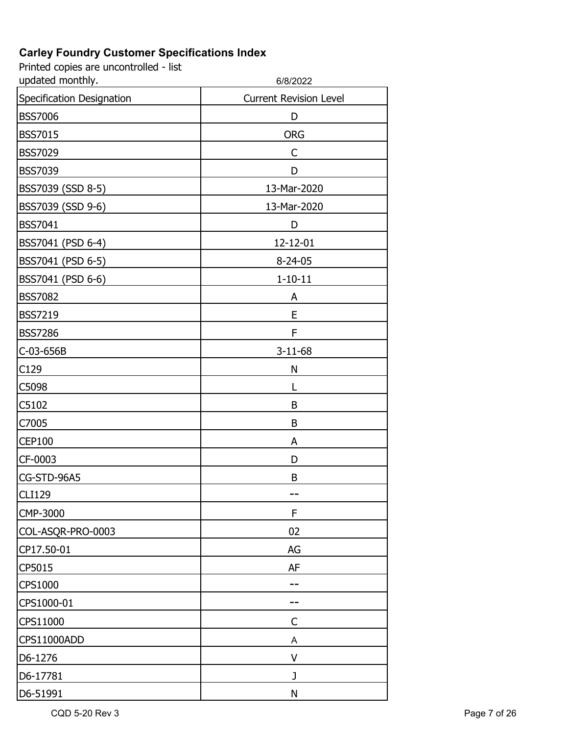**Carley Foundry Customer Specifications Index**

Printed copies are uncontrolled - list updated monthly.

6/8/2022

| Specification Designation | Current Revision Level |
| --- | --- |
| BSS7006 | D |
| BSS7015 | ORG |
| BSS7029 | C |
| BSS7039 | D |
| BSS7039 (SSD 8-5) | 13-Mar-2020 |
| BSS7039 (SSD 9-6) | 13-Mar-2020 |
| BSS7041 | D |
| BSS7041 (PSD 6-4) | 12-12-01 |
| BSS7041 (PSD 6-5) | 8-24-05 |
| BSS7041 (PSD 6-6) | 1-10-11 |
| BSS7082 | A |
| BSS7219 | E |
| BSS7286 | F |
| C-03-656B | 3-11-68 |
| C129 | N |
| C5098 | L |
| C5102 | B |
| C7005 | B |
| CEP100 | A |
| CF-0003 | D |
| CG-STD-96A5 | B |
| CLI129 | -- |
| CMP-3000 | F |
| COL-ASQR-PRO-0003 | 02 |
| CP17.50-01 | AG |
| CP5015 | AF |
| CPS1000 | -- |
| CPS1000-01 | -- |
| CPS11000 | C |
| CPS11000ADD | A |
| D6-1276 | V |
| D6-17781 | J |
| D6-51991 | N |

CQD 5-20 Rev 3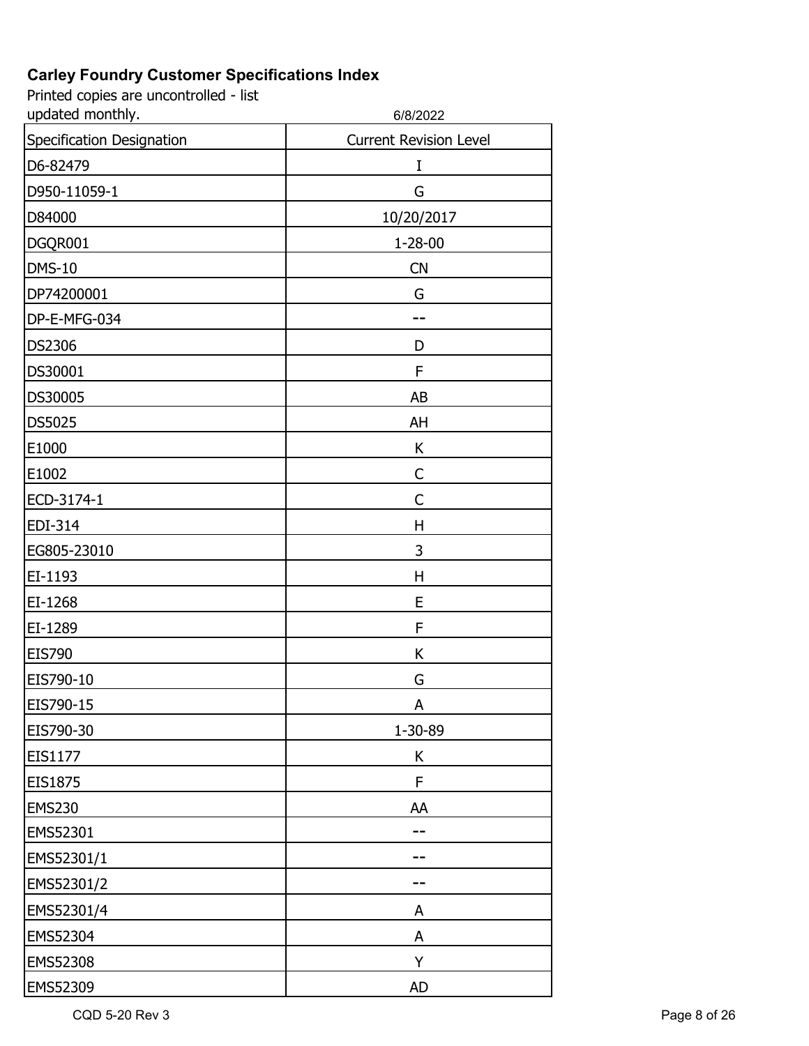# Carley Foundry Customer Specifications Index

Printed copies are uncontrolled - list updated monthly.

6/8/2022

| Specification Designation | Current Revision Level |
|---|---|
| D6-82479 | I |
| D950-11059-1 | G |
| D84000 | 10/20/2017 |
| DGQR001 | 1-28-00 |
| DMS-10 | CN |
| DP74200001 | G |
| DP-E-MFG-034 | -- |
| DS2306 | D |
| DS30001 | F |
| DS30005 | AB |
| DS5025 | AH |
| E1000 | K |
| E1002 | C |
| ECD-3174-1 | C |
| EDI-314 | H |
| EG805-23010 | 3 |
| EI-1193 | H |
| EI-1268 | E |
| EI-1289 | F |
| EIS790 | K |
| EIS790-10 | G |
| EIS790-15 | A |
| EIS790-30 | 1-30-89 |
| EIS1177 | K |
| EIS1875 | F |
| EMS230 | AA |
| EMS52301 | -- |
| EMS52301/1 | -- |
| EMS52301/2 | -- |
| EMS52301/4 | A |
| EMS52304 | A |
| EMS52308 | Y |
| EMS52309 | AD |

CQD 5-20 Rev 3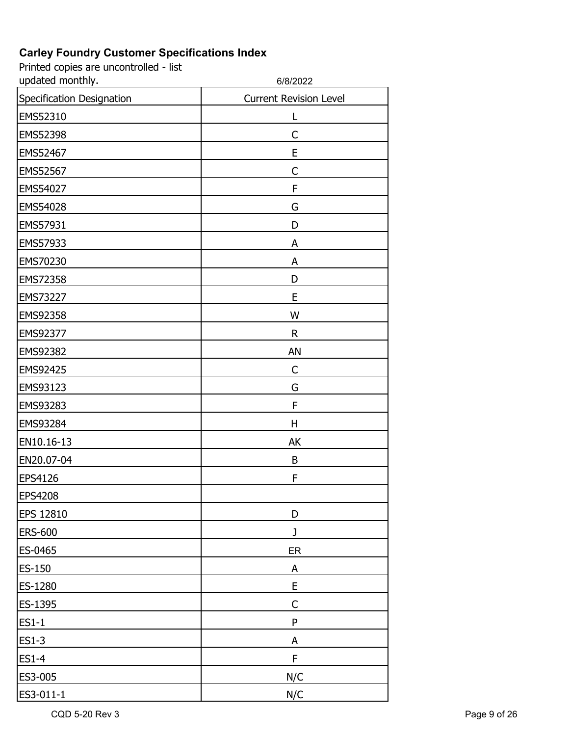# Carley Foundry Customer Specifications Index

Printed copies are uncontrolled - list updated monthly.

6/8/2022

| Specification Designation | Current Revision Level |
|---|---|
| EMS52310 | L |
| EMS52398 | C |
| EMS52467 | E |
| EMS52567 | C |
| EMS54027 | F |
| EMS54028 | G |
| EMS57931 | D |
| EMS57933 | A |
| EMS70230 | A |
| EMS72358 | D |
| EMS73227 | E |
| EMS92358 | W |
| EMS92377 | R |
| EMS92382 | AN |
| EMS92425 | C |
| EMS93123 | G |
| EMS93283 | F |
| EMS93284 | H |
| EN10.16-13 | AK |
| EN20.07-04 | B |
| EPS4126 | F |
| EPS4208 | |
| EPS 12810 | D |
| ERS-600 | J |
| ES-0465 | ER |
| ES-150 | A |
| ES-1280 | E |
| ES-1395 | C |
| ES1-1 | P |
| ES1-3 | A |
| ES1-4 | F |
| ES3-005 | N/C |
| ES3-011-1 | N/C |

CQD 5-20 Rev 3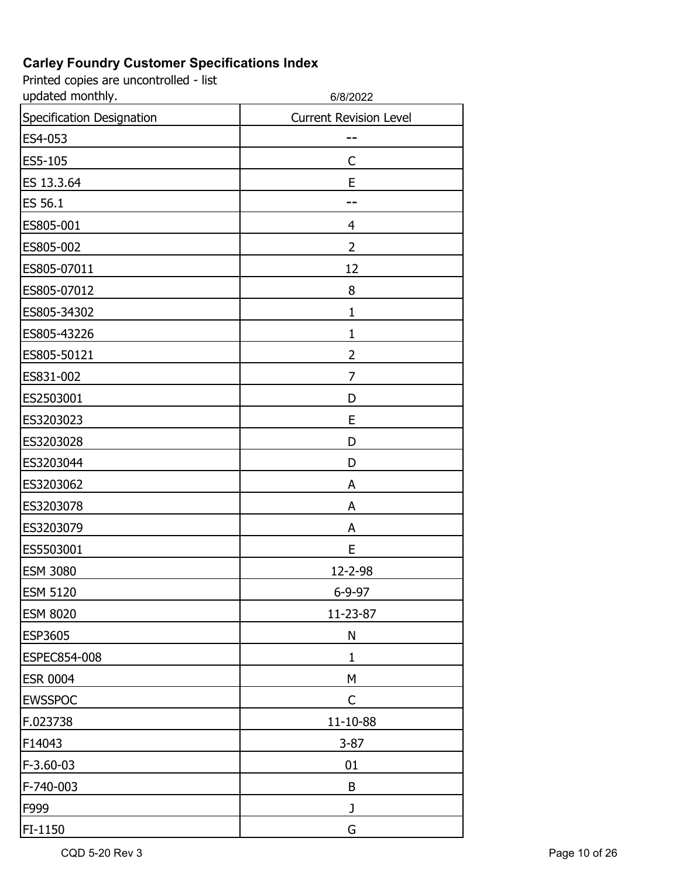# Carley Foundry Customer Specifications Index

Printed copies are uncontrolled - list updated monthly.

6/8/2022

| Specification Designation | Current Revision Level |
|---|---|
| ES4-053 | -- |
| ES5-105 | C |
| ES 13.3.64 | E |
| ES 56.1 | -- |
| ES805-001 | 4 |
| ES805-002 | 2 |
| ES805-07011 | 12 |
| ES805-07012 | 8 |
| ES805-34302 | 1 |
| ES805-43226 | 1 |
| ES805-50121 | 2 |
| ES831-002 | 7 |
| ES2503001 | D |
| ES3203023 | E |
| ES3203028 | D |
| ES3203044 | D |
| ES3203062 | A |
| ES3203078 | A |
| ES3203079 | A |
| ES5503001 | E |
| ESM 3080 | 12-2-98 |
| ESM 5120 | 6-9-97 |
| ESM 8020 | 11-23-87 |
| ESP3605 | N |
| ESPEC854-008 | 1 |
| ESR 0004 | M |
| EWSSPOC | C |
| F.023738 | 11-10-88 |
| F14043 | 3-87 |
| F-3.60-03 | 01 |
| F-740-003 | B |
| F999 | J |
| FI-1150 | G |

CQD 5-20 Rev 3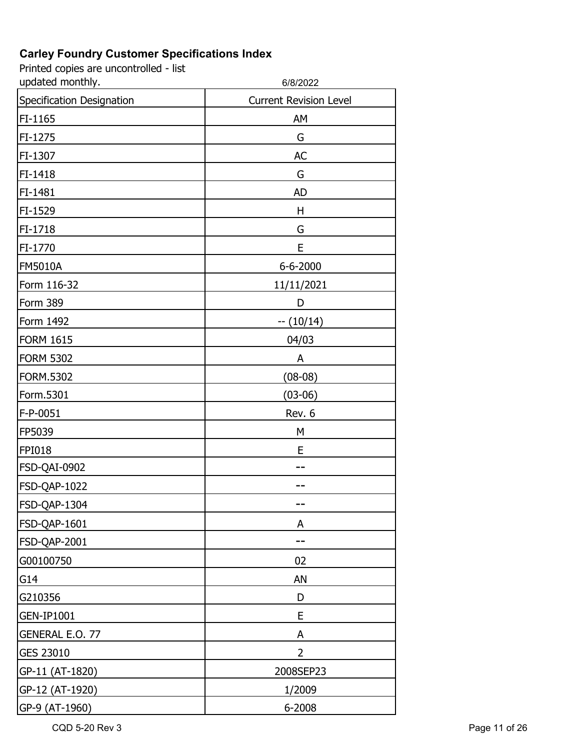# Carley Foundry Customer Specifications Index

Printed copies are uncontrolled - list updated monthly.

6/8/2022

| Specification Designation | Current Revision Level |
|---|---|
| FI-1165 | AM |
| FI-1275 | G |
| FI-1307 | AC |
| FI-1418 | G |
| FI-1481 | AD |
| FI-1529 | H |
| FI-1718 | G |
| FI-1770 | E |
| FM5010A | 6-6-2000 |
| Form 116-32 | 11/11/2021 |
| Form 389 | D |
| Form 1492 | -- (10/14) |
| FORM 1615 | 04/03 |
| FORM 5302 | A |
| FORM.5302 | (08-08) |
| Form.5301 | (03-06) |
| F-P-0051 | Rev. 6 |
| FP5039 | M |
| FPI018 | E |
| FSD-QAI-0902 | -- |
| FSD-QAP-1022 | -- |
| FSD-QAP-1304 | -- |
| FSD-QAP-1601 | A |
| FSD-QAP-2001 | -- |
| G00100750 | 02 |
| G14 | AN |
| G210356 | D |
| GEN-IP1001 | E |
| GENERAL E.O. 77 | A |
| GES 23010 | 2 |
| GP-11 (AT-1820) | 2008SEP23 |
| GP-12 (AT-1920) | 1/2009 |
| GP-9 (AT-1960) | 6-2008 |

CQD 5-20 Rev 3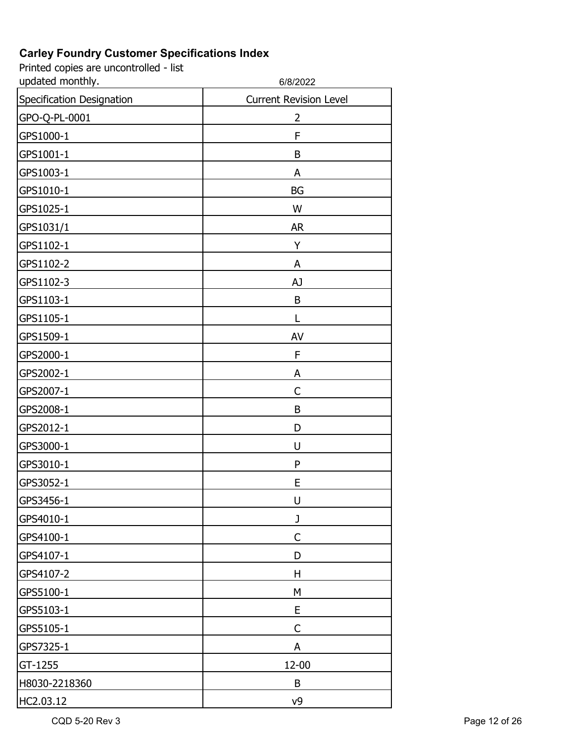# Carley Foundry Customer Specifications Index

Printed copies are uncontrolled - list updated monthly.

6/8/2022

| Specification Designation | Current Revision Level |
|---|---|
| GPO-Q-PL-0001 | 2 |
| GPS1000-1 | F |
| GPS1001-1 | B |
| GPS1003-1 | A |
| GPS1010-1 | BG |
| GPS1025-1 | W |
| GPS1031/1 | AR |
| GPS1102-1 | Y |
| GPS1102-2 | A |
| GPS1102-3 | AJ |
| GPS1103-1 | B |
| GPS1105-1 | L |
| GPS1509-1 | AV |
| GPS2000-1 | F |
| GPS2002-1 | A |
| GPS2007-1 | C |
| GPS2008-1 | B |
| GPS2012-1 | D |
| GPS3000-1 | U |
| GPS3010-1 | P |
| GPS3052-1 | E |
| GPS3456-1 | U |
| GPS4010-1 | J |
| GPS4100-1 | C |
| GPS4107-1 | D |
| GPS4107-2 | H |
| GPS5100-1 | M |
| GPS5103-1 | E |
| GPS5105-1 | C |
| GPS7325-1 | A |
| GT-1255 | 12-00 |
| H8030-2218360 | B |
| HC2.03.12 | v9 |

CQD 5-20 Rev 3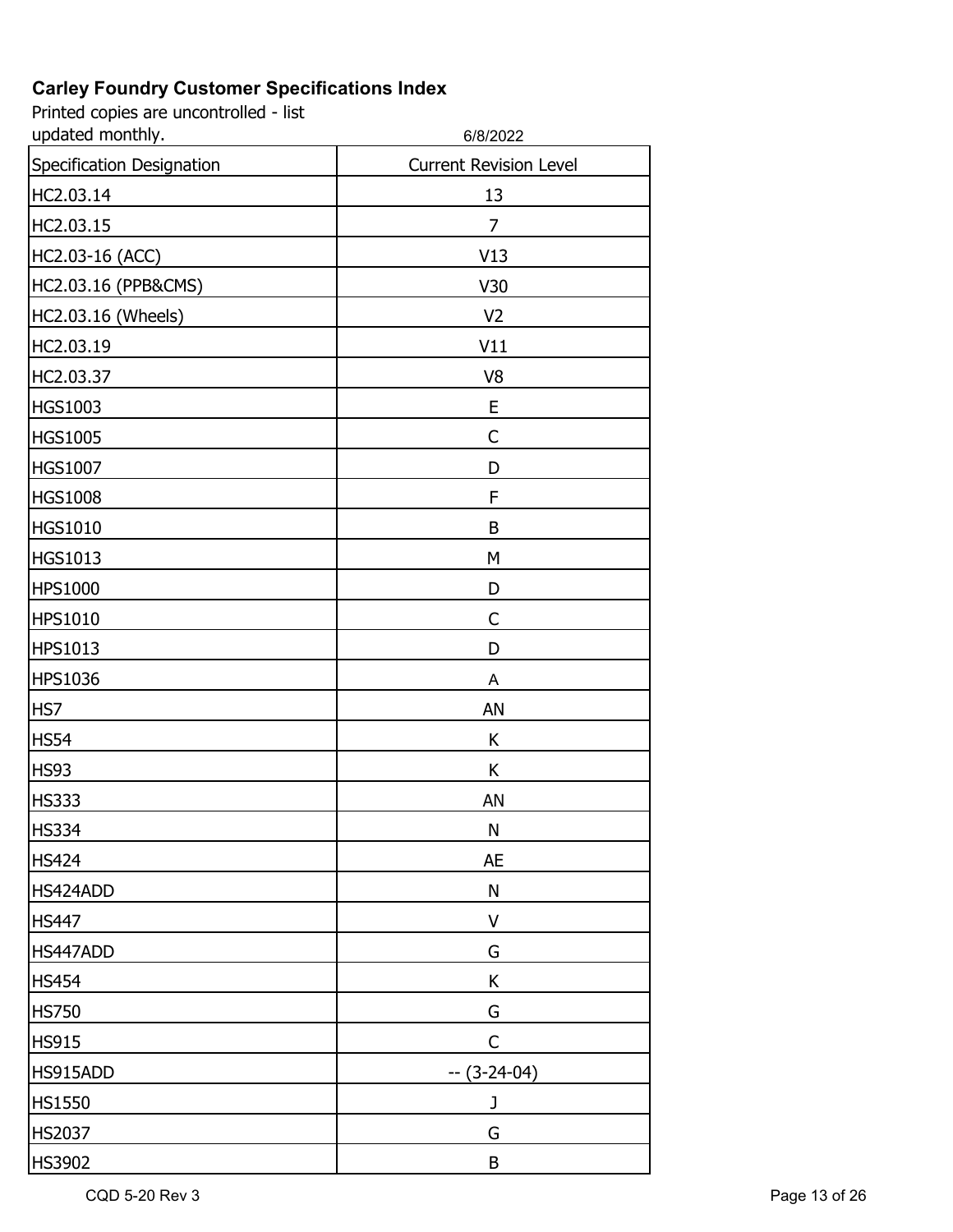**Carley Foundry Customer Specifications Index**

Printed copies are uncontrolled - list updated monthly.

6/8/2022

| Specification Designation | Current Revision Level |
|---|---|
| HC2.03.14 | 13 |
| HC2.03.15 | 7 |
| HC2.03-16 (ACC) | V13 |
| HC2.03.16 (PPB&CMS) | V30 |
| HC2.03.16 (Wheels) | V2 |
| HC2.03.19 | V11 |
| HC2.03.37 | V8 |
| HGS1003 | E |
| HGS1005 | C |
| HGS1007 | D |
| HGS1008 | F |
| HGS1010 | B |
| HGS1013 | M |
| HPS1000 | D |
| HPS1010 | C |
| HPS1013 | D |
| HPS1036 | A |
| HS7 | AN |
| HS54 | K |
| HS93 | K |
| HS333 | AN |
| HS334 | N |
| HS424 | AE |
| HS424ADD | N |
| HS447 | V |
| HS447ADD | G |
| HS454 | K |
| HS750 | G |
| HS915 | C |
| HS915ADD | -- (3-24-04) |
| HS1550 | J |
| HS2037 | G |
| HS3902 | B |

CQD 5-20 Rev 3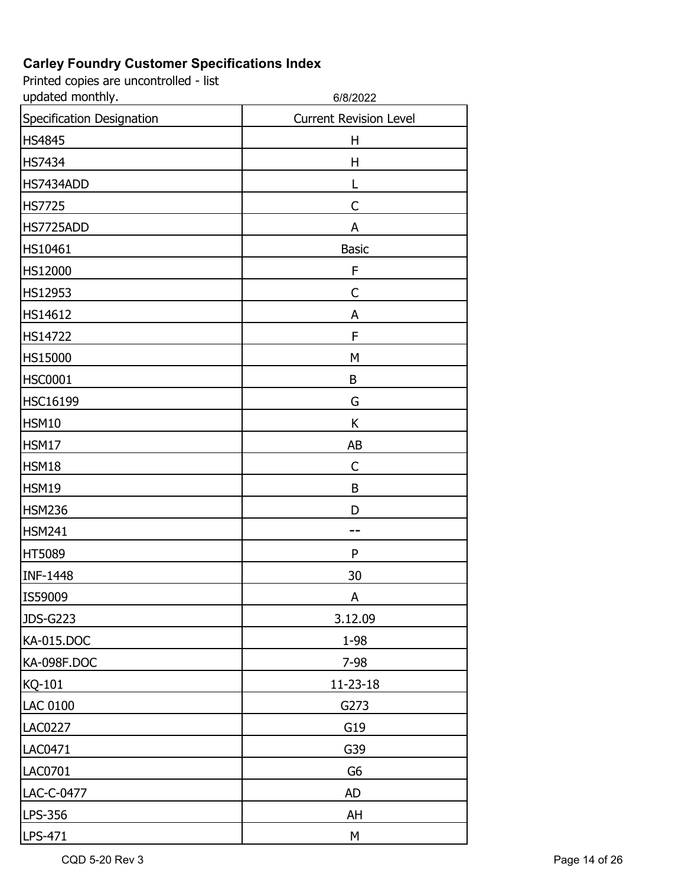**Carley Foundry Customer Specifications Index**

Printed copies are uncontrolled - list updated monthly.

6/8/2022

| Specification Designation | Current Revision Level |
|---|---|
| HS4845 | H |
| HS7434 | H |
| HS7434ADD | L |
| HS7725 | C |
| HS7725ADD | A |
| HS10461 | Basic |
| HS12000 | F |
| HS12953 | C |
| HS14612 | A |
| HS14722 | F |
| HS15000 | M |
| HSC0001 | B |
| HSC16199 | G |
| HSM10 | K |
| HSM17 | AB |
| HSM18 | C |
| HSM19 | B |
| HSM236 | D |
| HSM241 | -- |
| HT5089 | P |
| INF-1448 | 30 |
| IS59009 | A |
| JDS-G223 | 3.12.09 |
| KA-015.DOC | 1-98 |
| KA-098F.DOC | 7-98 |
| KQ-101 | 11-23-18 |
| LAC 0100 | G273 |
| LAC0227 | G19 |
| LAC0471 | G39 |
| LAC0701 | G6 |
| LAC-C-0477 | AD |
| LPS-356 | AH |
| LPS-471 | M |

CQD 5-20 Rev 3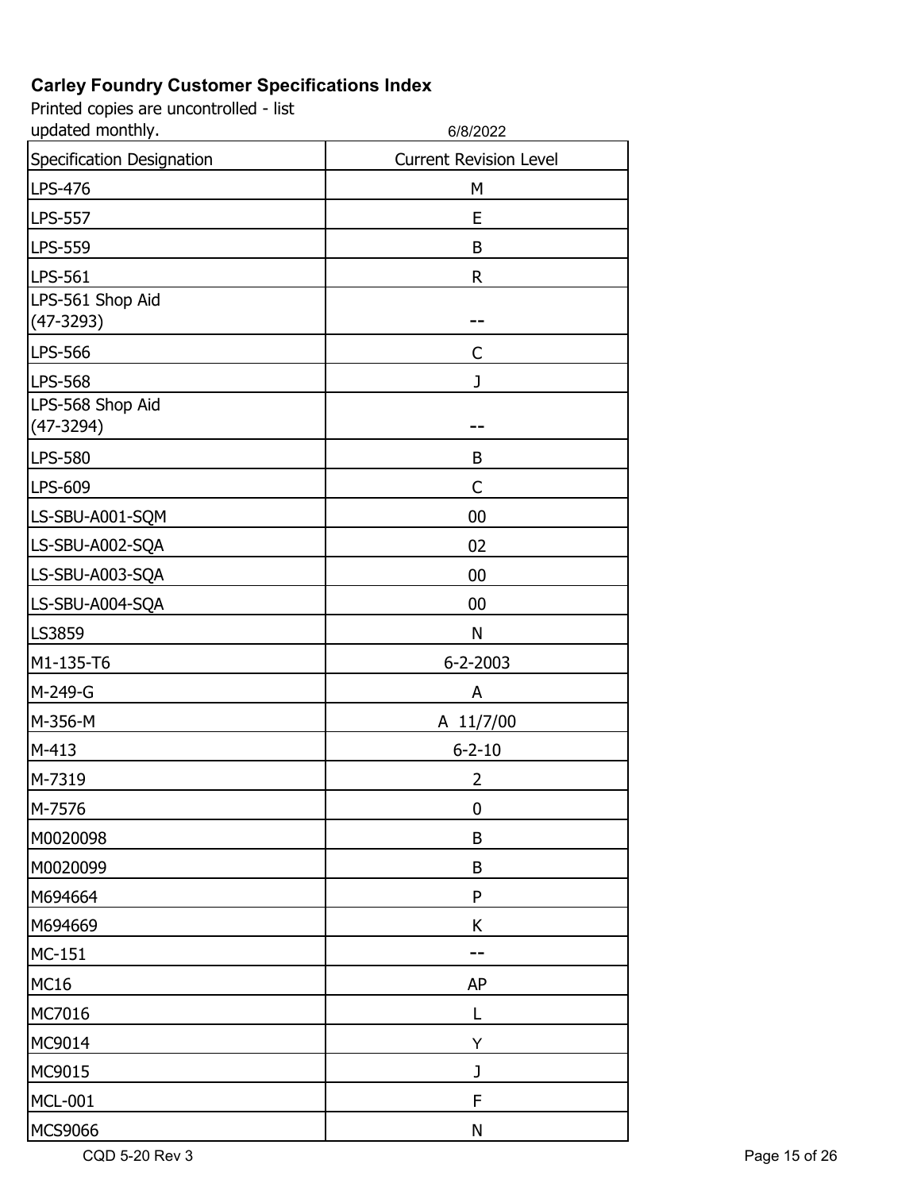# Carley Foundry Customer Specifications Index

Printed copies are uncontrolled - list updated monthly.

6/8/2022

| Specification Designation | Current Revision Level |
|---|---|
| LPS-476 | M |
| LPS-557 | E |
| LPS-559 | B |
| LPS-561 | R |
| LPS-561 Shop Aid (47-3293) | -- |
| LPS-566 | C |
| LPS-568 | J |
| LPS-568 Shop Aid (47-3294) | -- |
| LPS-580 | B |
| LPS-609 | C |
| LS-SBU-A001-SQM | 00 |
| LS-SBU-A002-SQA | 02 |
| LS-SBU-A003-SQA | 00 |
| LS-SBU-A004-SQA | 00 |
| LS3859 | N |
| M1-135-T6 | 6-2-2003 |
| M-249-G | A |
| M-356-M | A 11/7/00 |
| M-413 | 6-2-10 |
| M-7319 | 2 |
| M-7576 | 0 |
| M0020098 | B |
| M0020099 | B |
| M694664 | P |
| M694669 | K |
| MC-151 | -- |
| MC16 | AP |
| MC7016 | L |
| MC9014 | Y |
| MC9015 | J |
| MCL-001 | F |
| MCS9066 | N |

CQD 5-20 Rev 3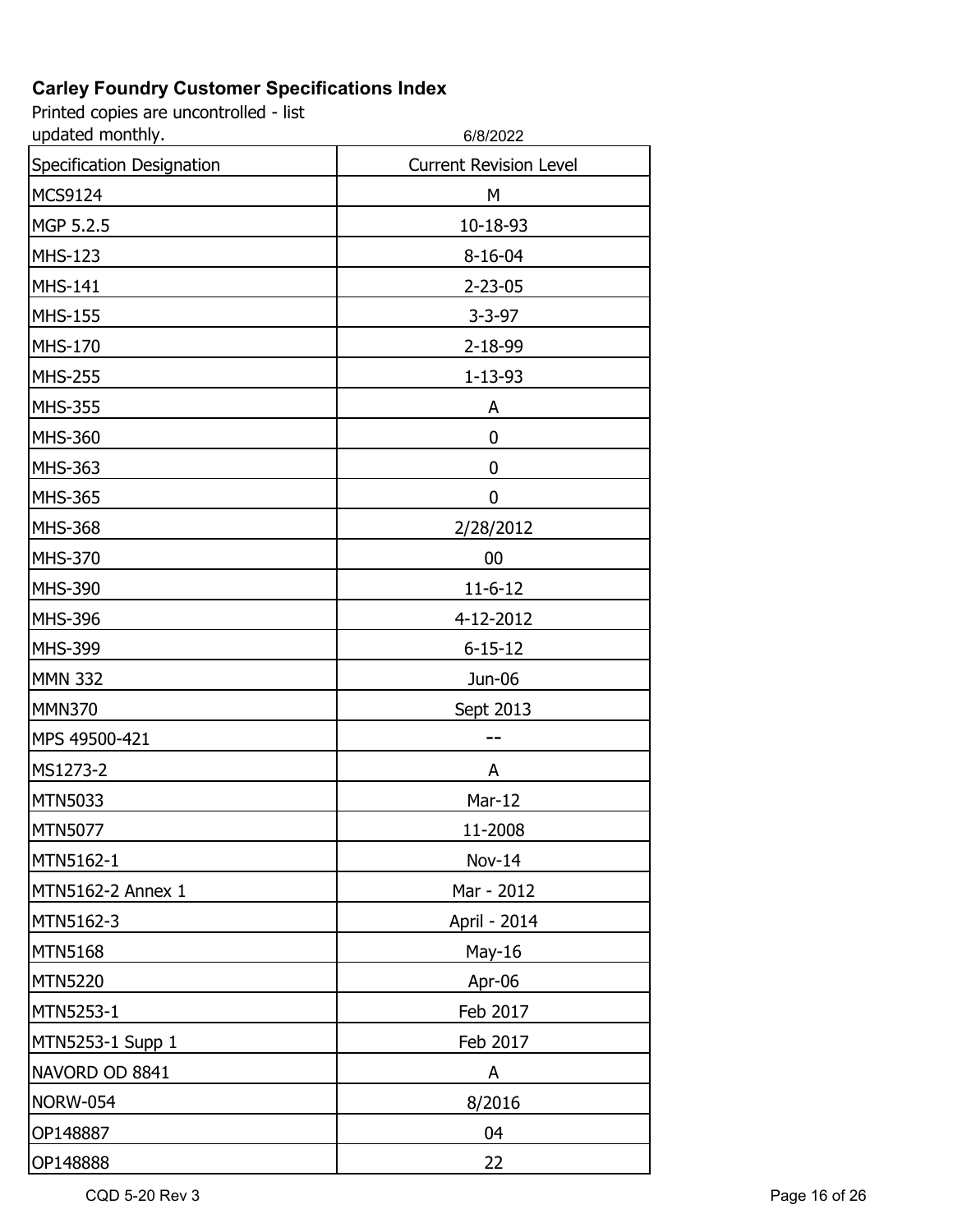# Carley Foundry Customer Specifications Index

Printed copies are uncontrolled - list updated monthly.

6/8/2022

| Specification Designation | Current Revision Level |
|---|---|
| MCS9124 | M |
| MGP 5.2.5 | 10-18-93 |
| MHS-123 | 8-16-04 |
| MHS-141 | 2-23-05 |
| MHS-155 | 3-3-97 |
| MHS-170 | 2-18-99 |
| MHS-255 | 1-13-93 |
| MHS-355 | A |
| MHS-360 | 0 |
| MHS-363 | 0 |
| MHS-365 | 0 |
| MHS-368 | 2/28/2012 |
| MHS-370 | 00 |
| MHS-390 | 11-6-12 |
| MHS-396 | 4-12-2012 |
| MHS-399 | 6-15-12 |
| MMN 332 | Jun-06 |
| MMN370 | Sept 2013 |
| MPS 49500-421 | -- |
| MS1273-2 | A |
| MTN5033 | Mar-12 |
| MTN5077 | 11-2008 |
| MTN5162-1 | Nov-14 |
| MTN5162-2 Annex 1 | Mar - 2012 |
| MTN5162-3 | April - 2014 |
| MTN5168 | May-16 |
| MTN5220 | Apr-06 |
| MTN5253-1 | Feb 2017 |
| MTN5253-1 Supp 1 | Feb 2017 |
| NAVORD OD 8841 | A |
| NORW-054 | 8/2016 |
| OP148887 | 04 |
| OP148888 | 22 |

CQD 5-20 Rev 3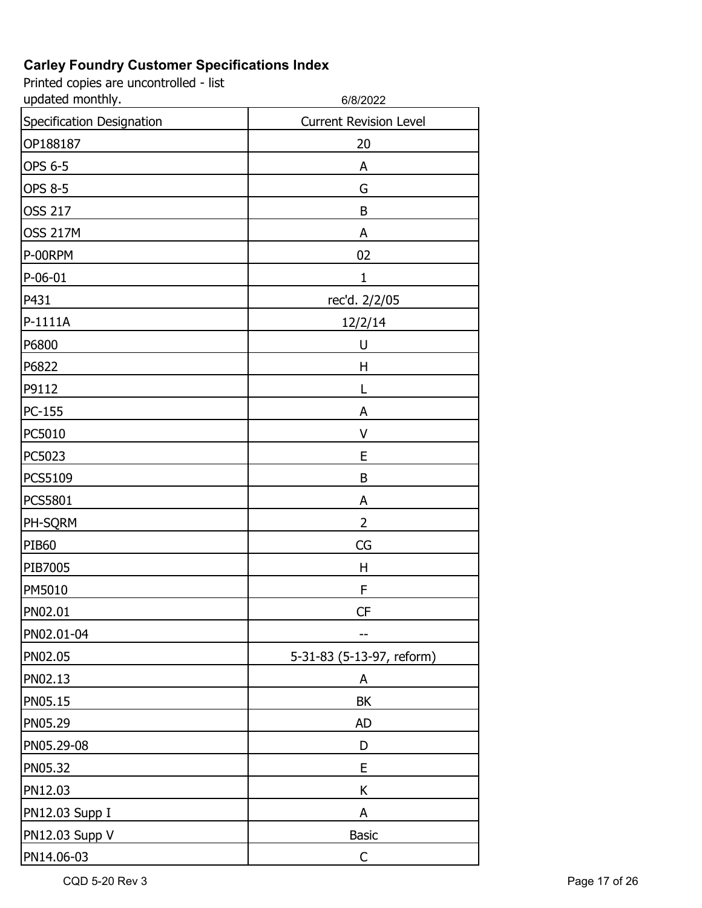# Carley Foundry Customer Specifications Index

Printed copies are uncontrolled - list updated monthly.

6/8/2022

| Specification Designation | Current Revision Level |
|---|---|
| OP188187 | 20 |
| OPS 6-5 | A |
| OPS 8-5 | G |
| OSS 217 | B |
| OSS 217M | A |
| P-00RPM | 02 |
| P-06-01 | 1 |
| P431 | rec'd. 2/2/05 |
| P-1111A | 12/2/14 |
| P6800 | U |
| P6822 | H |
| P9112 | L |
| PC-155 | A |
| PC5010 | V |
| PC5023 | E |
| PCS5109 | B |
| PCS5801 | A |
| PH-SQRM | 2 |
| PIB60 | CG |
| PIB7005 | H |
| PM5010 | F |
| PN02.01 | CF |
| PN02.01-04 | -- |
| PN02.05 | 5-31-83 (5-13-97, reform) |
| PN02.13 | A |
| PN05.15 | BK |
| PN05.29 | AD |
| PN05.29-08 | D |
| PN05.32 | E |
| PN12.03 | K |
| PN12.03 Supp I | A |
| PN12.03 Supp V | Basic |
| PN14.06-03 | C |

CQD 5-20 Rev 3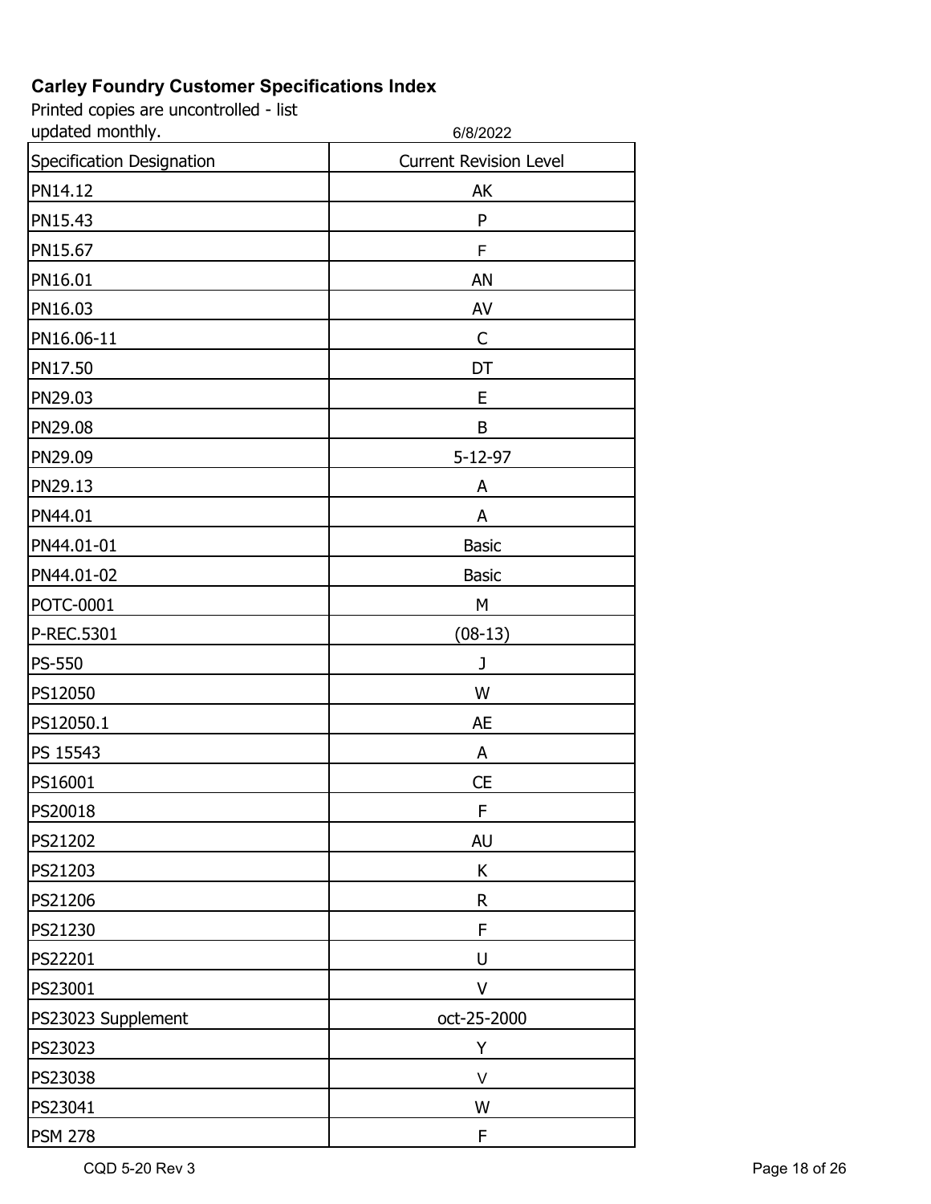# Carley Foundry Customer Specifications Index

Printed copies are uncontrolled - list updated monthly.

6/8/2022

| Specification Designation | Current Revision Level |
|---|---|
| PN14.12 | AK |
| PN15.43 | P |
| PN15.67 | F |
| PN16.01 | AN |
| PN16.03 | AV |
| PN16.06-11 | C |
| PN17.50 | DT |
| PN29.03 | E |
| PN29.08 | B |
| PN29.09 | 5-12-97 |
| PN29.13 | A |
| PN44.01 | A |
| PN44.01-01 | Basic |
| PN44.01-02 | Basic |
| POTC-0001 | M |
| P-REC.5301 | (08-13) |
| PS-550 | J |
| PS12050 | W |
| PS12050.1 | AE |
| PS 15543 | A |
| PS16001 | CE |
| PS20018 | F |
| PS21202 | AU |
| PS21203 | K |
| PS21206 | R |
| PS21230 | F |
| PS22201 | U |
| PS23001 | V |
| PS23023 Supplement | oct-25-2000 |
| PS23023 | Y |
| PS23038 | V |
| PS23041 | W |
| PSM 278 | F |

CQD 5-20 Rev 3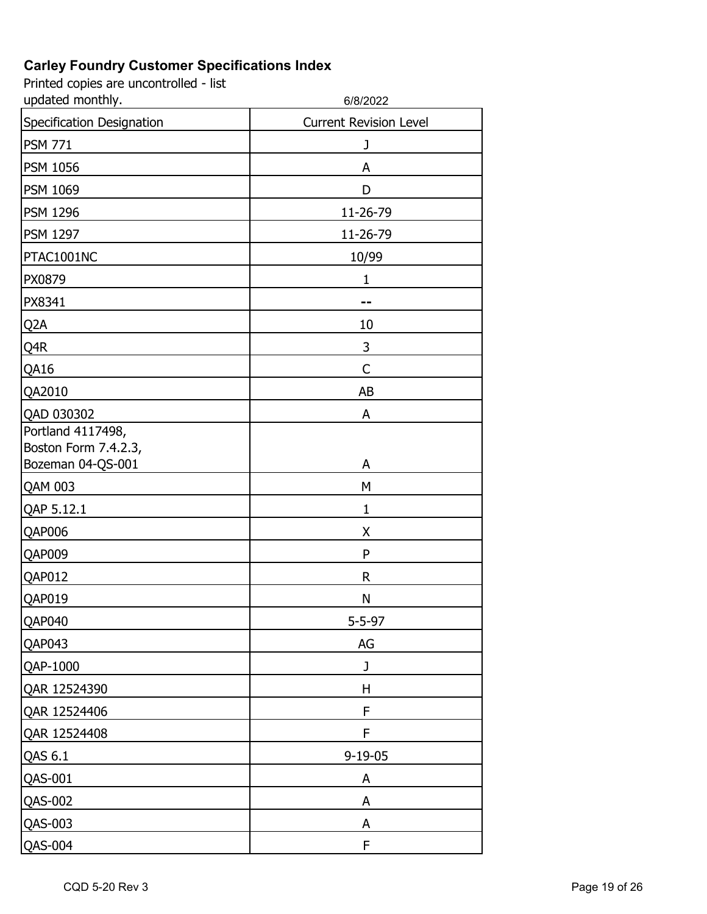# Carley Foundry Customer Specifications Index

Printed copies are uncontrolled - list updated monthly.

6/8/2022

| Specification Designation | Current Revision Level |
|---|---|
| PSM 771 | J |
| PSM 1056 | A |
| PSM 1069 | D |
| PSM 1296 | 11-26-79 |
| PSM 1297 | 11-26-79 |
| PTAC1001NC | 10/99 |
| PX0879 | 1 |
| PX8341 | -- |
| Q2A | 10 |
| Q4R | 3 |
| QA16 | C |
| QA2010 | AB |
| QAD 030302 | A |
| Portland 4117498, Boston Form 7.4.2.3, Bozeman 04-QS-001 | A |
| QAM 003 | M |
| QAP 5.12.1 | 1 |
| QAP006 | X |
| QAP009 | P |
| QAP012 | R |
| QAP019 | N |
| QAP040 | 5-5-97 |
| QAP043 | AG |
| QAP-1000 | J |
| QAR 12524390 | H |
| QAR 12524406 | F |
| QAR 12524408 | F |
| QAS 6.1 | 9-19-05 |
| QAS-001 | A |
| QAS-002 | A |
| QAS-003 | A |
| QAS-004 | F |

CQD 5-20 Rev 3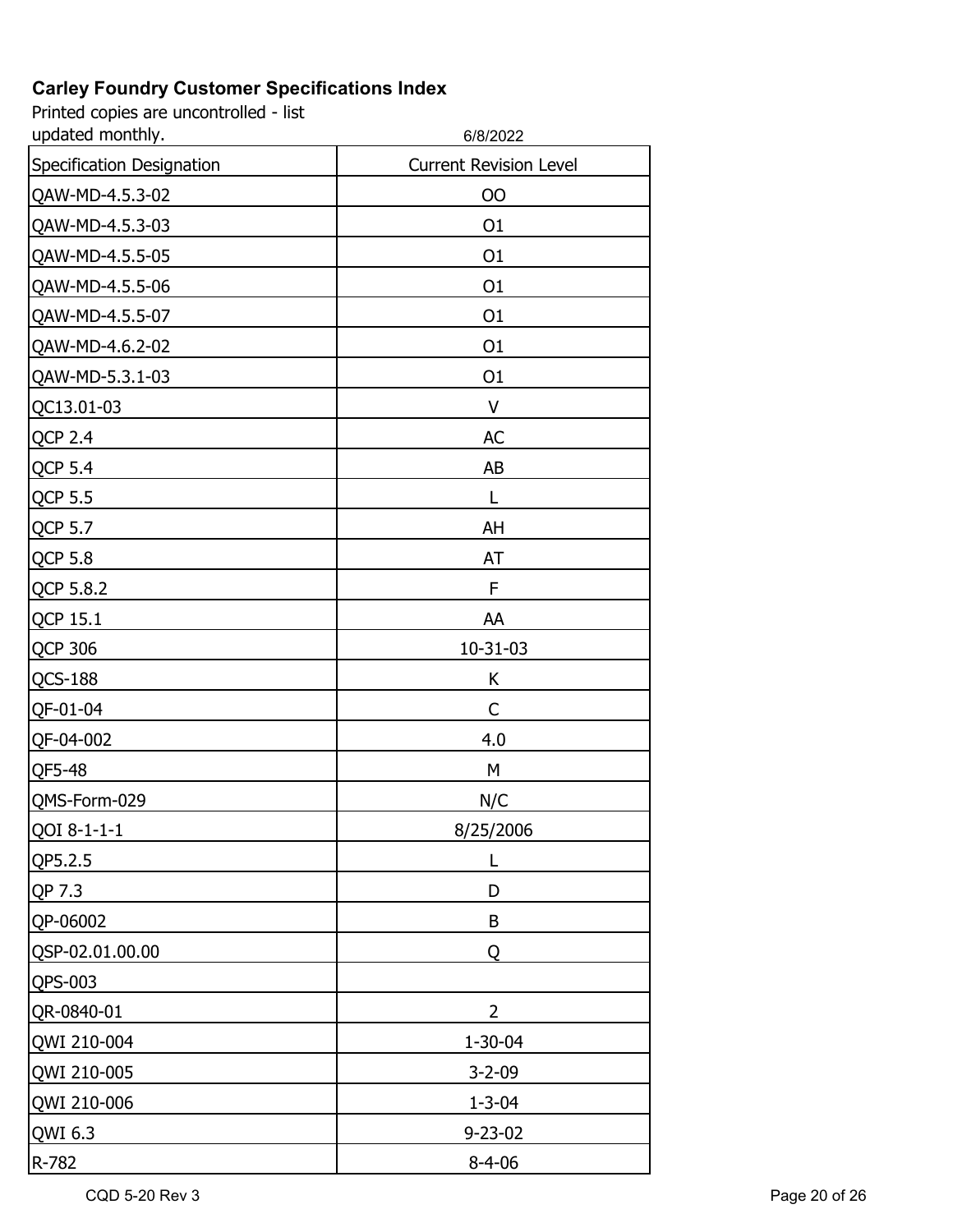**Carley Foundry Customer Specifications Index**

Printed copies are uncontrolled - list updated monthly.

6/8/2022

| Specification Designation | Current Revision Level |
|---|---|
| QAW-MD-4.5.3-02 | OO |
| QAW-MD-4.5.3-03 | O1 |
| QAW-MD-4.5.5-05 | O1 |
| QAW-MD-4.5.5-06 | O1 |
| QAW-MD-4.5.5-07 | O1 |
| QAW-MD-4.6.2-02 | O1 |
| QAW-MD-5.3.1-03 | O1 |
| QC13.01-03 | V |
| QCP 2.4 | AC |
| QCP 5.4 | AB |
| QCP 5.5 | L |
| QCP 5.7 | AH |
| QCP 5.8 | AT |
| QCP 5.8.2 | F |
| QCP 15.1 | AA |
| QCP 306 | 10-31-03 |
| QCS-188 | K |
| QF-01-04 | C |
| QF-04-002 | 4.0 |
| QF5-48 | M |
| QMS-Form-029 | N/C |
| QOI 8-1-1-1 | 8/25/2006 |
| QP5.2.5 | L |
| QP 7.3 | D |
| QP-06002 | B |
| QSP-02.01.00.00 | Q |
| QPS-003 | |
| QR-0840-01 | 2 |
| QWI 210-004 | 1-30-04 |
| QWI 210-005 | 3-2-09 |
| QWI 210-006 | 1-3-04 |
| QWI 6.3 | 9-23-02 |
| R-782 | 8-4-06 |

CQD 5-20 Rev 3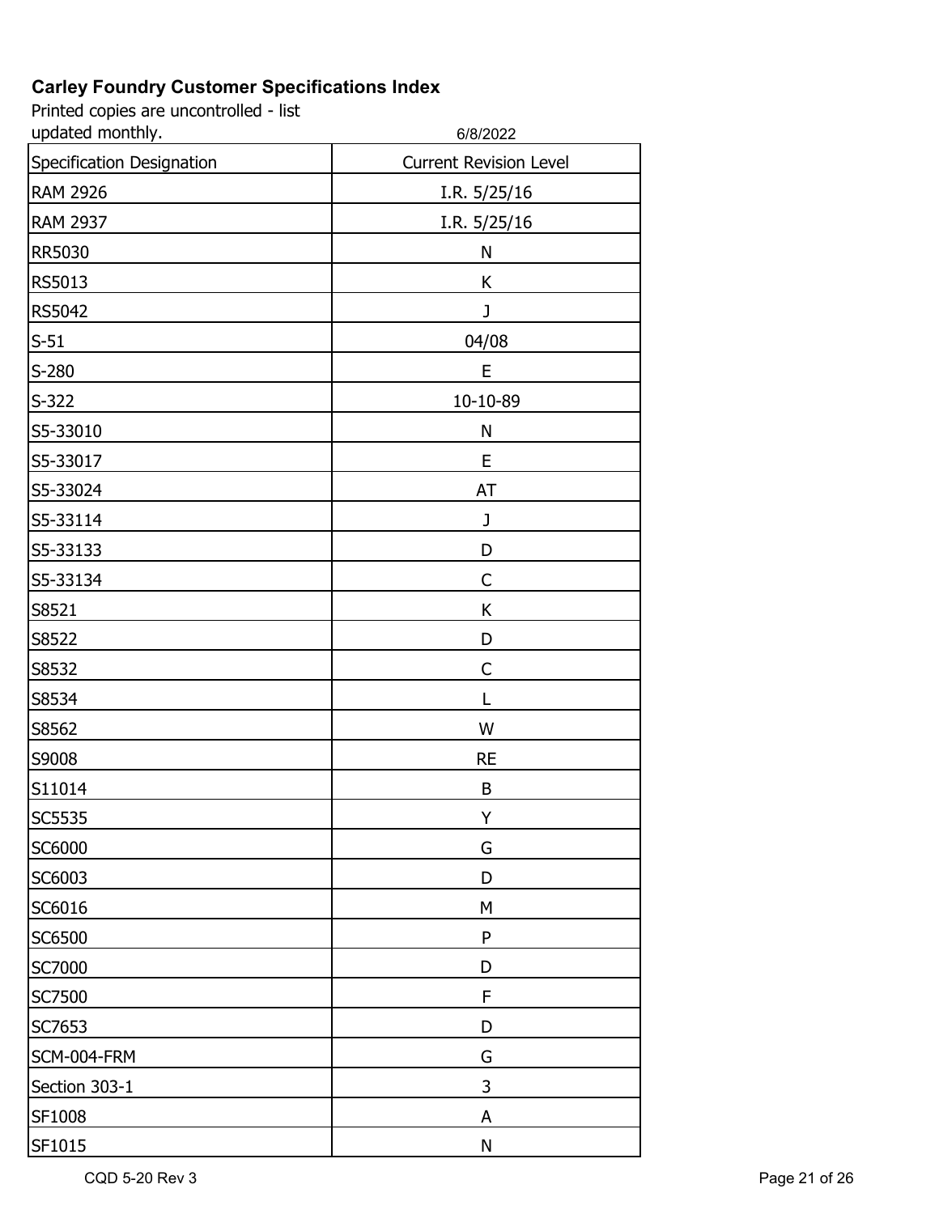# Carley Foundry Customer Specifications Index

Printed copies are uncontrolled - list updated monthly.

6/8/2022

| Specification Designation | Current Revision Level |
|---|---|
| RAM 2926 | I.R. 5/25/16 |
| RAM 2937 | I.R. 5/25/16 |
| RR5030 | N |
| RS5013 | K |
| RS5042 | J |
| S-51 | 04/08 |
| S-280 | E |
| S-322 | 10-10-89 |
| S5-33010 | N |
| S5-33017 | E |
| S5-33024 | AT |
| S5-33114 | J |
| S5-33133 | D |
| S5-33134 | C |
| S8521 | K |
| S8522 | D |
| S8532 | C |
| S8534 | L |
| S8562 | W |
| S9008 | RE |
| S11014 | B |
| SC5535 | Y |
| SC6000 | G |
| SC6003 | D |
| SC6016 | M |
| SC6500 | P |
| SC7000 | D |
| SC7500 | F |
| SC7653 | D |
| SCM-004-FRM | G |
| Section 303-1 | 3 |
| SF1008 | A |
| SF1015 | N |

CQD 5-20 Rev 3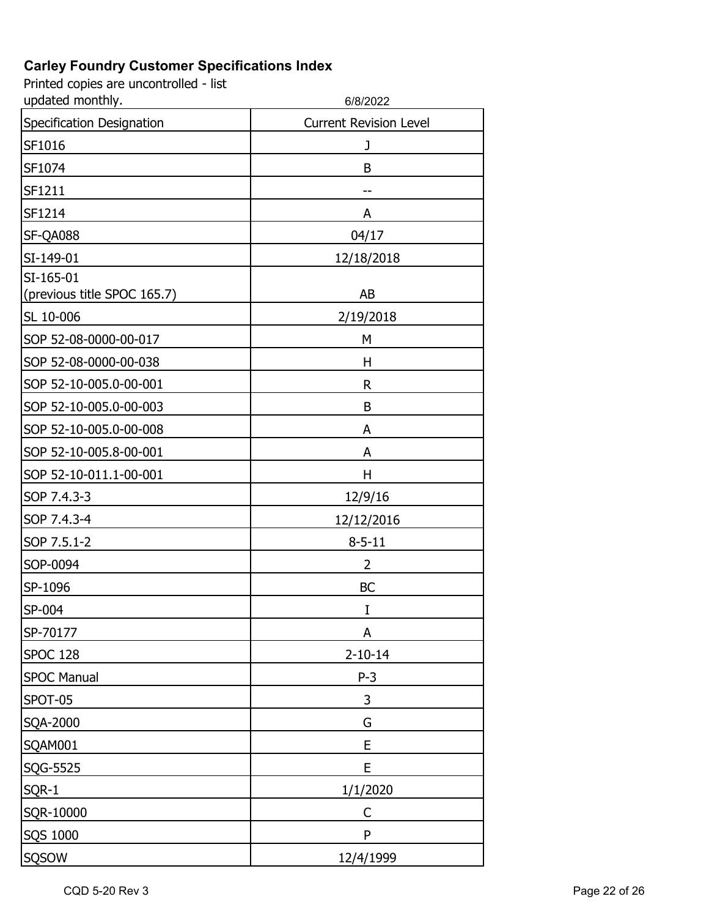**Carley Foundry Customer Specifications Index**

Printed copies are uncontrolled - list updated monthly.

6/8/2022

| Specification Designation | Current Revision Level |
|---|---|
| SF1016 | J |
| SF1074 | B |
| SF1211 | -- |
| SF1214 | A |
| SF-QA088 | 04/17 |
| SI-149-01 | 12/18/2018 |
| SI-165-01 (previous title SPOC 165.7) | AB |
| SL 10-006 | 2/19/2018 |
| SOP 52-08-0000-00-017 | M |
| SOP 52-08-0000-00-038 | H |
| SOP 52-10-005.0-00-001 | R |
| SOP 52-10-005.0-00-003 | B |
| SOP 52-10-005.0-00-008 | A |
| SOP 52-10-005.8-00-001 | A |
| SOP 52-10-011.1-00-001 | H |
| SOP 7.4.3-3 | 12/9/16 |
| SOP 7.4.3-4 | 12/12/2016 |
| SOP 7.5.1-2 | 8-5-11 |
| SOP-0094 | 2 |
| SP-1096 | BC |
| SP-004 | I |
| SP-70177 | A |
| SPOC 128 | 2-10-14 |
| SPOC Manual | P-3 |
| SPOT-05 | 3 |
| SQA-2000 | G |
| SQAM001 | E |
| SQG-5525 | E |
| SQR-1 | 1/1/2020 |
| SQR-10000 | C |
| SQS 1000 | P |
| SQSOW | 12/4/1999 |

CQD 5-20 Rev 3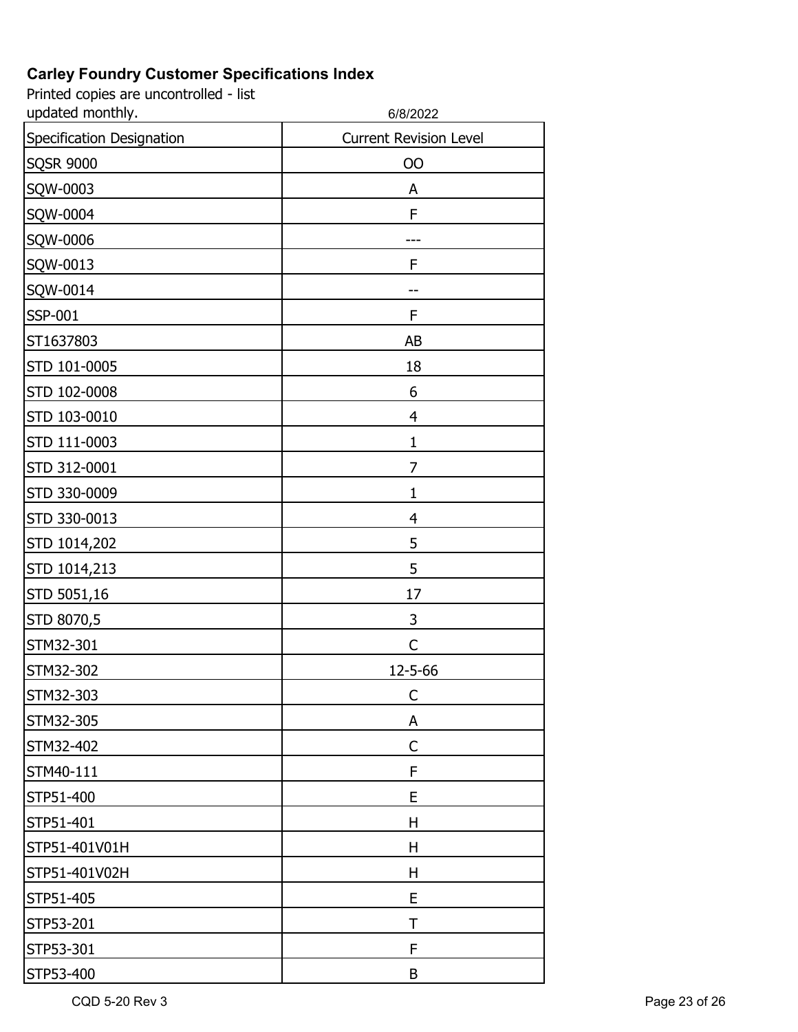**Carley Foundry Customer Specifications Index**

Printed copies are uncontrolled - list updated monthly.

6/8/2022

| Specification Designation | Current Revision Level |
|---|---|
| SQSR 9000 | OO |
| SQW-0003 | A |
| SQW-0004 | F |
| SQW-0006 | --- |
| SQW-0013 | F |
| SQW-0014 | -- |
| SSP-001 | F |
| ST1637803 | AB |
| STD 101-0005 | 18 |
| STD 102-0008 | 6 |
| STD 103-0010 | 4 |
| STD 111-0003 | 1 |
| STD 312-0001 | 7 |
| STD 330-0009 | 1 |
| STD 330-0013 | 4 |
| STD 1014,202 | 5 |
| STD 1014,213 | 5 |
| STD 5051,16 | 17 |
| STD 8070,5 | 3 |
| STM32-301 | C |
| STM32-302 | 12-5-66 |
| STM32-303 | C |
| STM32-305 | A |
| STM32-402 | C |
| STM40-111 | F |
| STP51-400 | E |
| STP51-401 | H |
| STP51-401V01H | H |
| STP51-401V02H | H |
| STP51-405 | E |
| STP53-201 | T |
| STP53-301 | F |
| STP53-400 | B |

CQD 5-20 Rev 3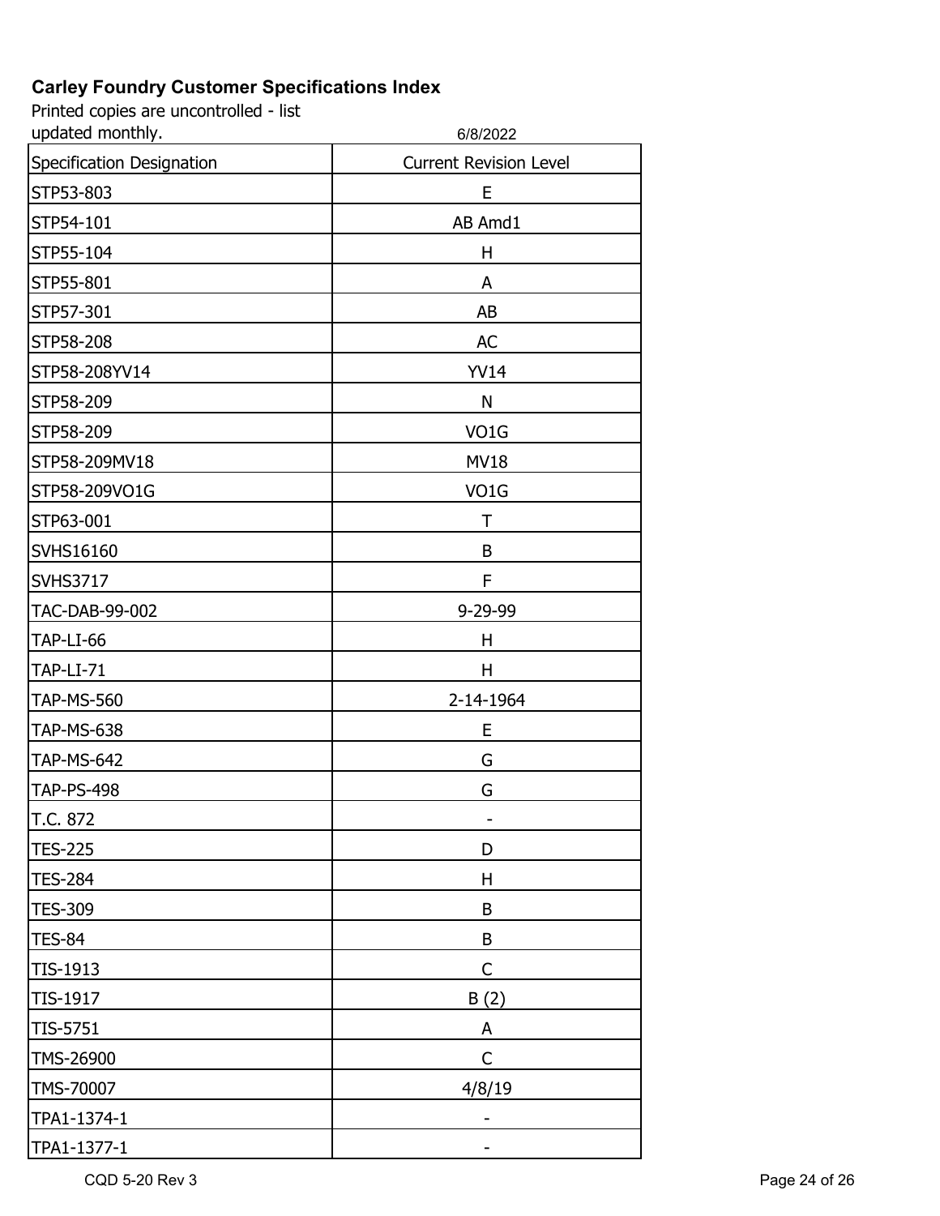**Carley Foundry Customer Specifications Index**

Printed copies are uncontrolled - list updated monthly.

6/8/2022

| Specification Designation | Current Revision Level |
|---|---|
| STP53-803 | E |
| STP54-101 | AB Amd1 |
| STP55-104 | H |
| STP55-801 | A |
| STP57-301 | AB |
| STP58-208 | AC |
| STP58-208YV14 | YV14 |
| STP58-209 | N |
| STP58-209 | VO1G |
| STP58-209MV18 | MV18 |
| STP58-209VO1G | VO1G |
| STP63-001 | T |
| SVHS16160 | B |
| SVHS3717 | F |
| TAC-DAB-99-002 | 9-29-99 |
| TAP-LI-66 | H |
| TAP-LI-71 | H |
| TAP-MS-560 | 2-14-1964 |
| TAP-MS-638 | E |
| TAP-MS-642 | G |
| TAP-PS-498 | G |
| T.C. 872 | - |
| TES-225 | D |
| TES-284 | H |
| TES-309 | B |
| TES-84 | B |
| TIS-1913 | C |
| TIS-1917 | B (2) |
| TIS-5751 | A |
| TMS-26900 | C |
| TMS-70007 | 4/8/19 |
| TPA1-1374-1 | - |
| TPA1-1377-1 | - |

CQD 5-20 Rev 3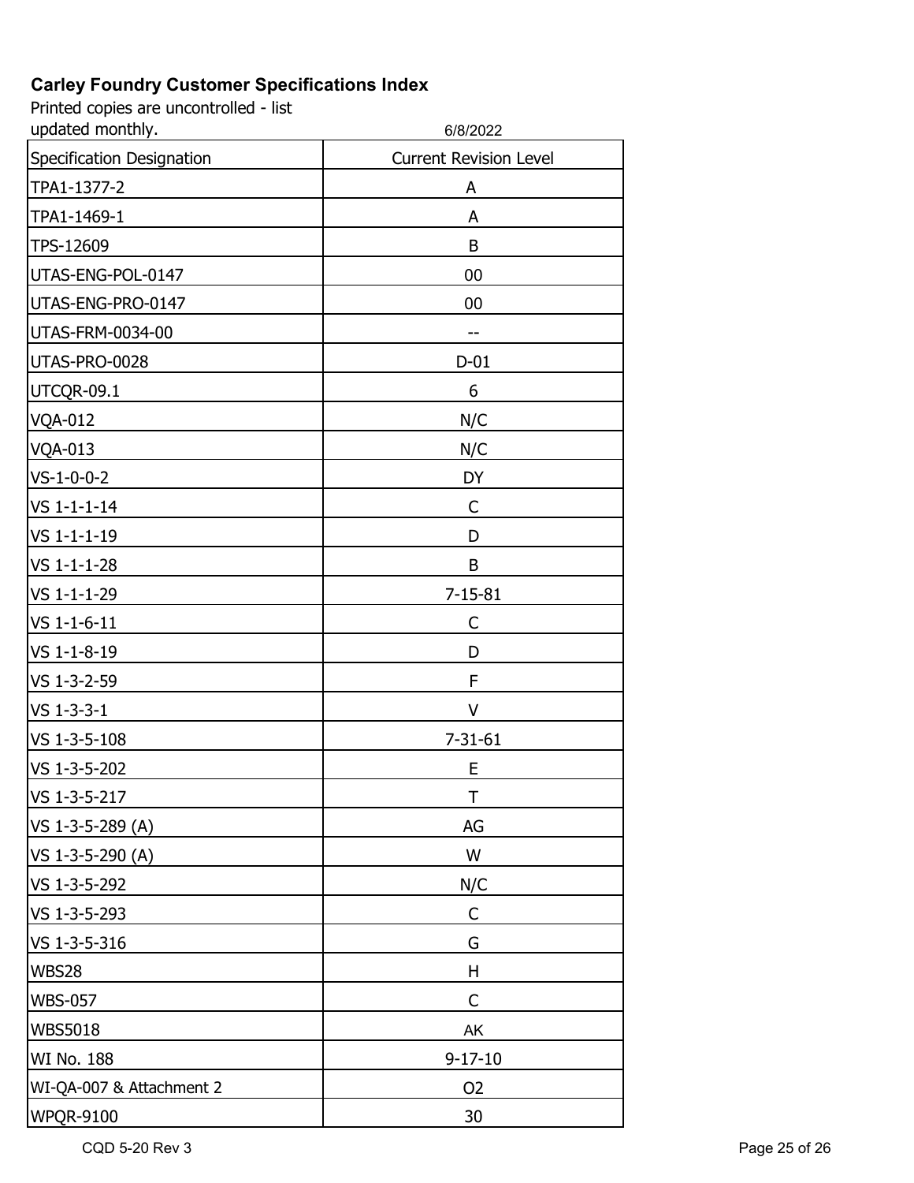**Carley Foundry Customer Specifications Index**

Printed copies are uncontrolled - list updated monthly.

6/8/2022

| Specification Designation | Current Revision Level |
|---|---|
| TPA1-1377-2 | A |
| TPA1-1469-1 | A |
| TPS-12609 | B |
| UTAS-ENG-POL-0147 | 00 |
| UTAS-ENG-PRO-0147 | 00 |
| UTAS-FRM-0034-00 | -- |
| UTAS-PRO-0028 | D-01 |
| UTCQR-09.1 | 6 |
| VQA-012 | N/C |
| VQA-013 | N/C |
| VS-1-0-0-2 | DY |
| VS 1-1-1-14 | C |
| VS 1-1-1-19 | D |
| VS 1-1-1-28 | B |
| VS 1-1-1-29 | 7-15-81 |
| VS 1-1-6-11 | C |
| VS 1-1-8-19 | D |
| VS 1-3-2-59 | F |
| VS 1-3-3-1 | V |
| VS 1-3-5-108 | 7-31-61 |
| VS 1-3-5-202 | E |
| VS 1-3-5-217 | T |
| VS 1-3-5-289 (A) | AG |
| VS 1-3-5-290 (A) | W |
| VS 1-3-5-292 | N/C |
| VS 1-3-5-293 | C |
| VS 1-3-5-316 | G |
| WBS28 | H |
| WBS-057 | C |
| WBS5018 | AK |
| WI No. 188 | 9-17-10 |
| WI-QA-007 & Attachment 2 | O2 |
| WPQR-9100 | 30 |

CQD 5-20 Rev 3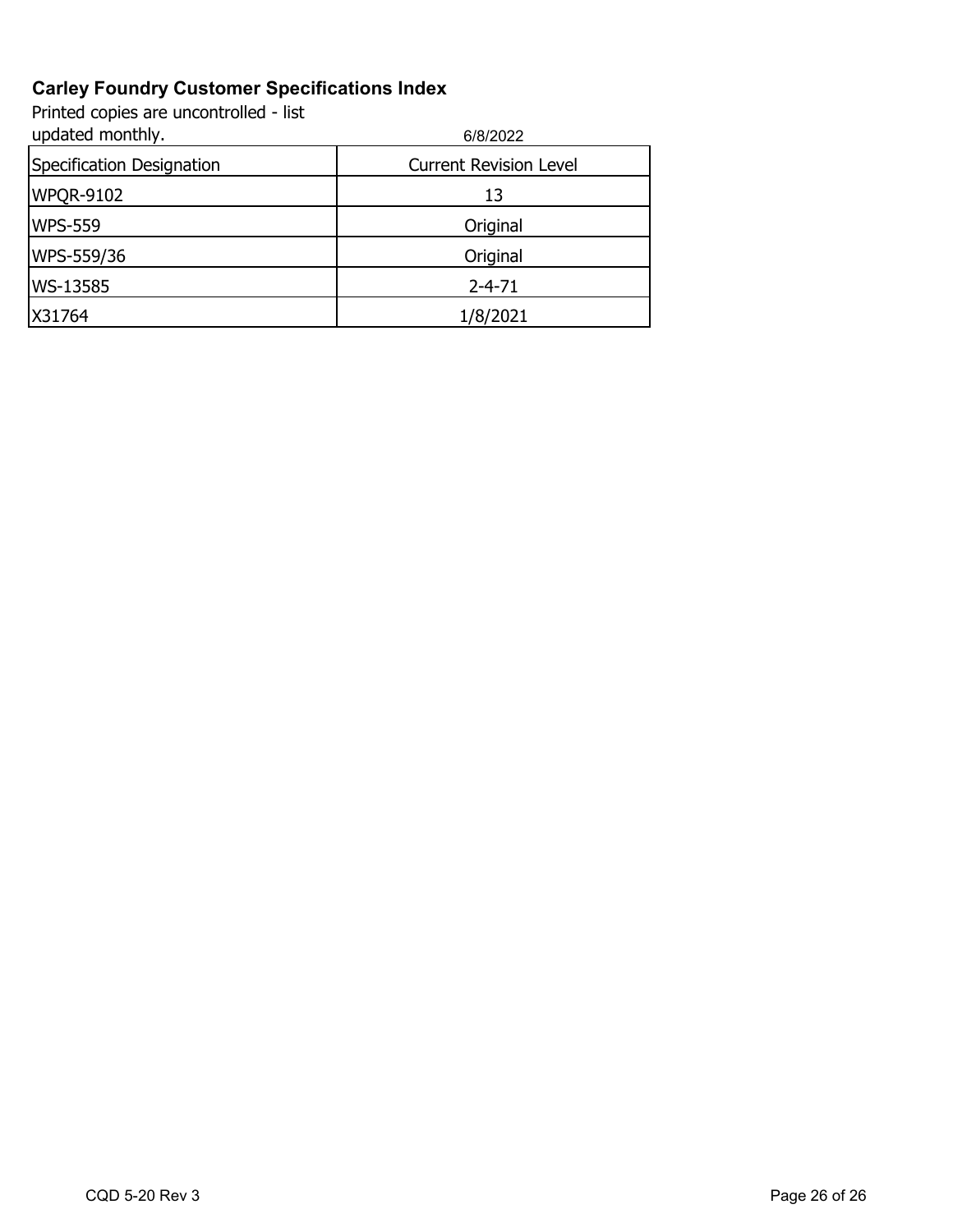**Carley Foundry Customer Specifications Index**

Printed copies are uncontrolled - list updated monthly.

6/8/2022

| Specification Designation | Current Revision Level |
|---|---|
| WPQR-9102 | 13 |
| WPS-559 | Original |
| WPS-559/36 | Original |
| WS-13585 | 2-4-71 |
| X31764 | 1/8/2021 |

CQD 5-20 Rev 3